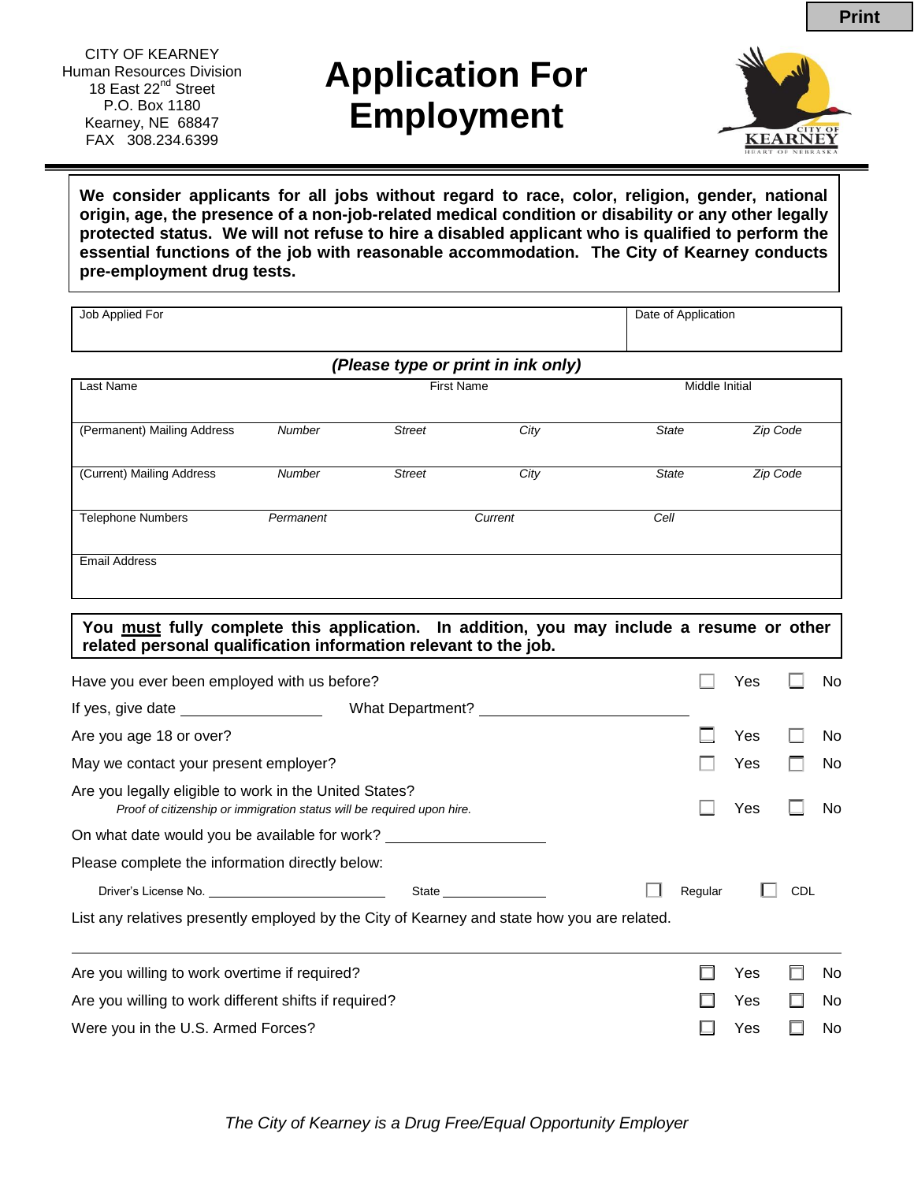CITY OF KEARNEY
Human Resources Division
18 East 22nd Street
P.O. Box 1180
Kearney, NE 68847
FAX 308.234.6399

# Application For Employment

**We consider applicants for all jobs without regard to race, color, religion, gender, national origin, age, the presence of a non-job-related medical condition or disability or any other legally protected status. We will not refuse to hire a disabled applicant who is qualified to perform the essential functions of the job with reasonable accommodation. The City of Kearney conducts pre-employment drug tests.**

| Job Applied For | Date of Application |
|---|---|
| | |

***(Please type or print in ink only)***

| Last Name | | First Name | | Middle Initial | |
|---|---|---|---|---|---|
| (Permanent) Mailing Address | *Number* | *Street* | *City* | *State* | *Zip Code* |
| (Current) Mailing Address | *Number* | *Street* | *City* | *State* | *Zip Code* |
| Telephone Numbers | *Permanent* | | *Current* | *Cell* | |
| Email Address | | | | | |

**You <u>must</u> fully complete this application. In addition, you may include a resume or other related personal qualification information relevant to the job.**

Have you ever been employed with us before? ☐ Yes ☐ No

If yes, give date ________________ What Department? ________________________

Are you age 18 or over? ☐ Yes ☐ No

May we contact your present employer? ☐ Yes ☐ No

Are you legally eligible to work in the United States? ☐ Yes ☐ No
*Proof of citizenship or immigration status will be required upon hire.*

On what date would you be available for work? ____________________

Please complete the information directly below:

Driver's License No. ______________________ State _____________ ☐ Regular ☐ CDL

List any relatives presently employed by the City of Kearney and state how you are related.

___________________________________________________________________________

Are you willing to work overtime if required? ☐ Yes ☐ No

Are you willing to work different shifts if required? ☐ Yes ☐ No

Were you in the U.S. Armed Forces? ☐ Yes ☐ No

*The City of Kearney is a Drug Free/Equal Opportunity Employer*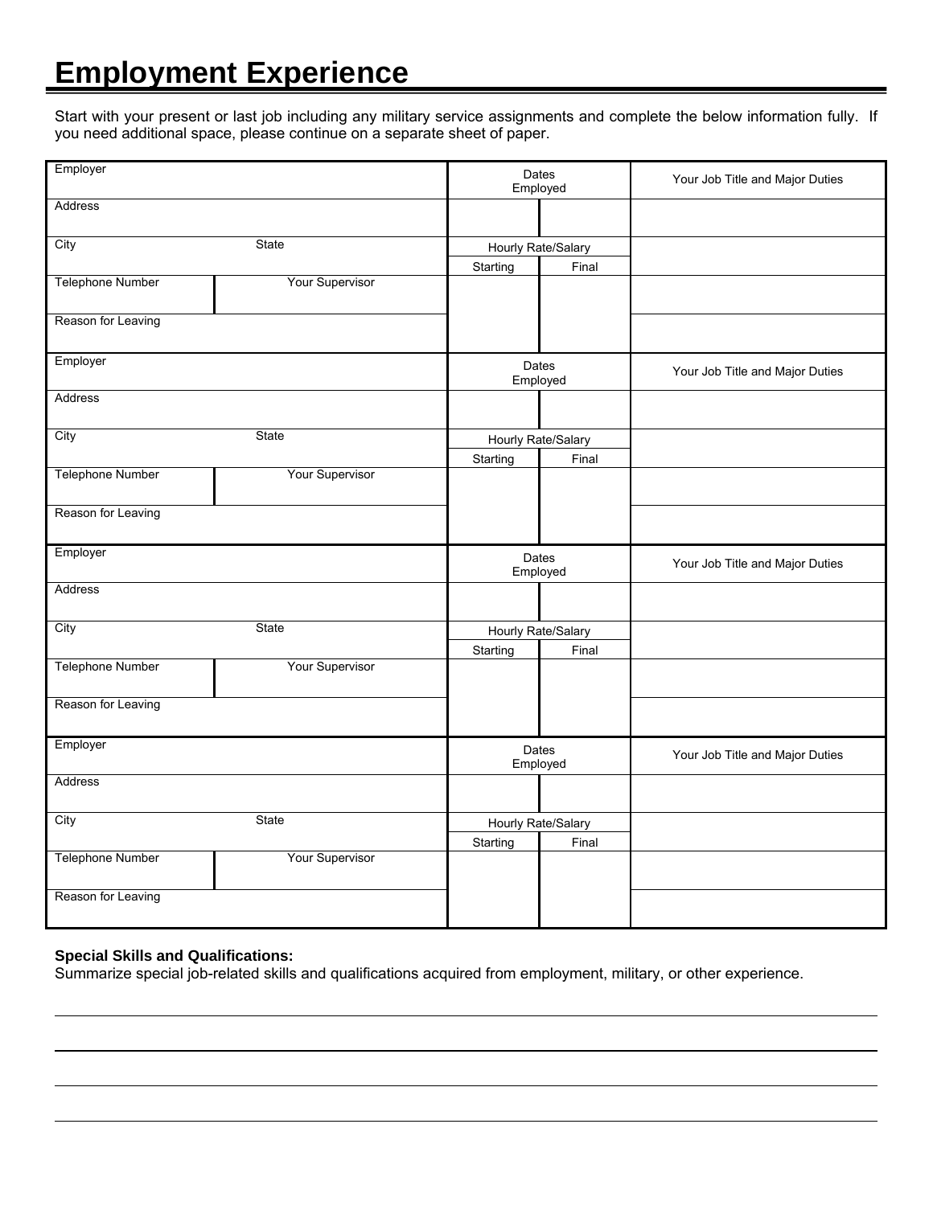# Employment Experience

Start with your present or last job including any military service assignments and complete the below information fully. If you need additional space, please continue on a separate sheet of paper.

| Employer | | Dates Employed | | Your Job Title and Major Duties |
|---|---|---|---|---|
| Address | | | | |
| City | State | Hourly Rate/Salary | | |
| | | Starting | Final | |
| Telephone Number | Your Supervisor | | | |
| Reason for Leaving | | | | |

| Employer | | Dates Employed | | Your Job Title and Major Duties |
|---|---|---|---|---|
| Address | | | | |
| City | State | Hourly Rate/Salary | | |
| | | Starting | Final | |
| Telephone Number | Your Supervisor | | | |
| Reason for Leaving | | | | |

| Employer | | Dates Employed | | Your Job Title and Major Duties |
|---|---|---|---|---|
| Address | | | | |
| City | State | Hourly Rate/Salary | | |
| | | Starting | Final | |
| Telephone Number | Your Supervisor | | | |
| Reason for Leaving | | | | |

| Employer | | Dates Employed | | Your Job Title and Major Duties |
|---|---|---|---|---|
| Address | | | | |
| City | State | Hourly Rate/Salary | | |
| | | Starting | Final | |
| Telephone Number | Your Supervisor | | | |
| Reason for Leaving | | | | |

**Special Skills and Qualifications:**
Summarize special job-related skills and qualifications acquired from employment, military, or other experience.

_______________________________________________________________________________

_______________________________________________________________________________

_______________________________________________________________________________

_______________________________________________________________________________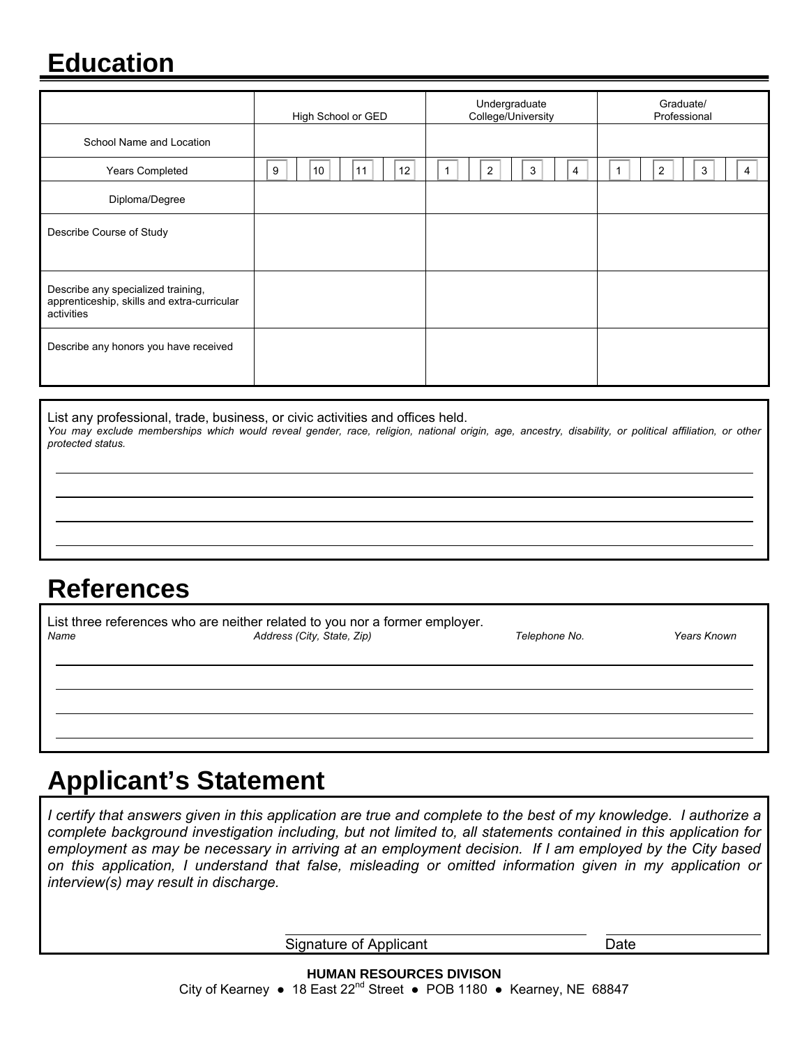## Education

| | High School or GED | Undergraduate College/University | Graduate/ Professional |
|---|---|---|---|
| School Name and Location | | | |
| Years Completed | 9 10 11 12 | 1 2 3 4 | 1 2 3 4 |
| Diploma/Degree | | | |
| Describe Course of Study | | | |
| Describe any specialized training, apprenticeship, skills and extra-curricular activities | | | |
| Describe any honors you have received | | | |

List any professional, trade, business, or civic activities and offices held.

*You may exclude memberships which would reveal gender, race, religion, national origin, age, ancestry, disability, or political affiliation, or other protected status.*

______________________________________________________________________

______________________________________________________________________

______________________________________________________________________

______________________________________________________________________

## References

List three references who are neither related to you nor a former employer.

| *Name* | *Address (City, State, Zip)* | *Telephone No.* | *Years Known* |
|---|---|---|---|
| | | | |
| | | | |
| | | | |
| | | | |

## Applicant's Statement

*I certify that answers given in this application are true and complete to the best of my knowledge. I authorize a complete background investigation including, but not limited to, all statements contained in this application for employment as may be necessary in arriving at an employment decision. If I am employed by the City based on this application, I understand that false, misleading or omitted information given in my application or interview(s) may result in discharge.*

______________________________ Signature of Applicant

______________________________ Date

**HUMAN RESOURCES DIVISON**

City of Kearney ● 18 East 22nd Street ● POB 1180 ● Kearney, NE 68847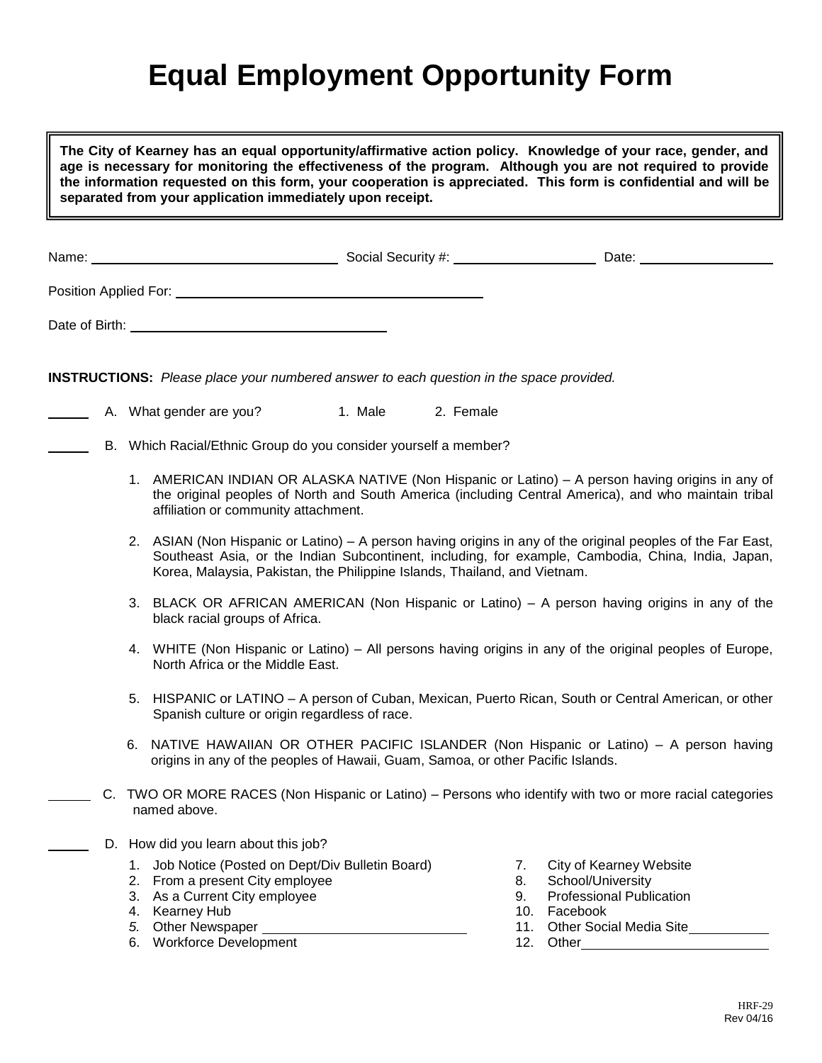# Equal Employment Opportunity Form

**The City of Kearney has an equal opportunity/affirmative action policy. Knowledge of your race, gender, and age is necessary for monitoring the effectiveness of the program. Although you are not required to provide the information requested on this form, your cooperation is appreciated. This form is confidential and will be separated from your application immediately upon receipt.**

Name: ______________________________ Social Security #: __________________ Date: __________________

Position Applied For: ______________________________________

Date of Birth: ______________________________

**INSTRUCTIONS:** *Please place your numbered answer to each question in the space provided.*

______ A. What gender are you? 1. Male 2. Female

______ B. Which Racial/Ethnic Group do you consider yourself a member?

1. AMERICAN INDIAN OR ALASKA NATIVE (Non Hispanic or Latino) – A person having origins in any of the original peoples of North and South America (including Central America), and who maintain tribal affiliation or community attachment.

2. ASIAN (Non Hispanic or Latino) – A person having origins in any of the original peoples of the Far East, Southeast Asia, or the Indian Subcontinent, including, for example, Cambodia, China, India, Japan, Korea, Malaysia, Pakistan, the Philippine Islands, Thailand, and Vietnam.

3. BLACK OR AFRICAN AMERICAN (Non Hispanic or Latino) – A person having origins in any of the black racial groups of Africa.

4. WHITE (Non Hispanic or Latino) – All persons having origins in any of the original peoples of Europe, North Africa or the Middle East.

5. HISPANIC or LATINO – A person of Cuban, Mexican, Puerto Rican, South or Central American, or other Spanish culture or origin regardless of race.

6. NATIVE HAWAIIAN OR OTHER PACIFIC ISLANDER (Non Hispanic or Latino) – A person having origins in any of the peoples of Hawaii, Guam, Samoa, or other Pacific Islands.

______ C. TWO OR MORE RACES (Non Hispanic or Latino) – Persons who identify with two or more racial categories named above.

______ D. How did you learn about this job?

1. Job Notice (Posted on Dept/Div Bulletin Board)
2. From a present City employee
3. As a Current City employee
4. Kearney Hub
5. Other Newspaper ____________________
6. Workforce Development
7. City of Kearney Website
8. School/University
9. Professional Publication
10. Facebook
11. Other Social Media Site __________
12. Other ____________________

HRF-29
Rev 04/16